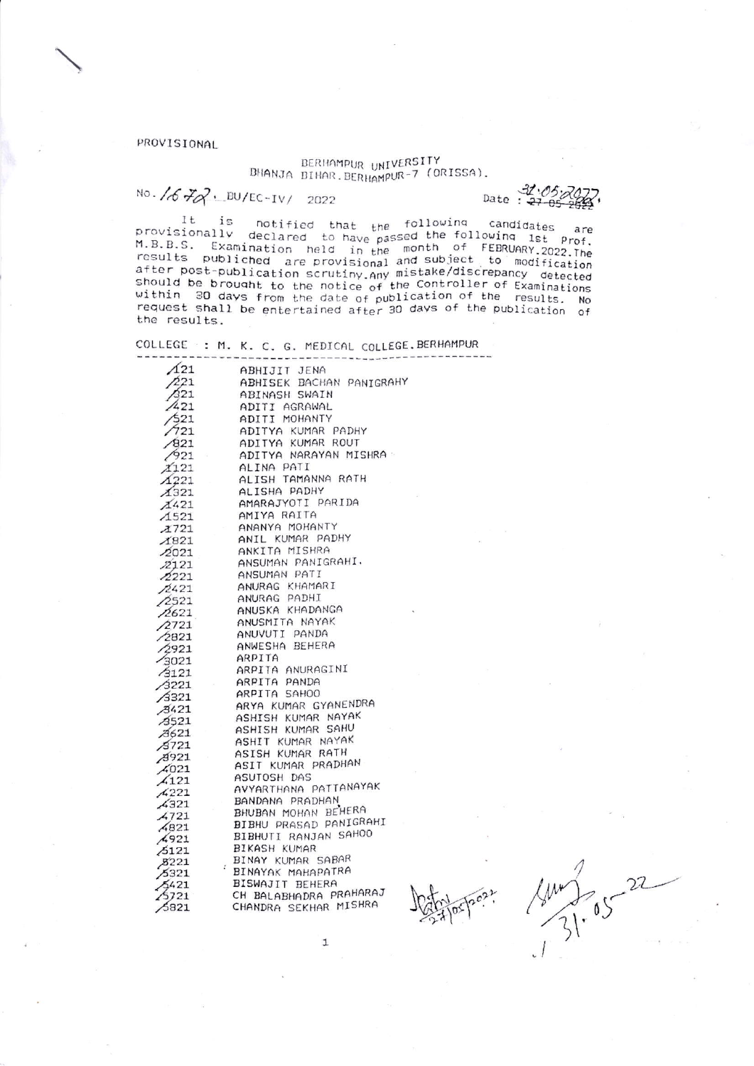PROVISIONAL

BERHAMPUR UNIVERSITY
BHANJA BIHAR, BERHAMPUR-7 (ORISSA).

No. 1672 BU/EC-IV/ 2022 Date : 31.05.2022

It is notified that the following candidates are provisionally declared to have passed the following 1st Prof. M.B.B.S. Examination held in the month of FEBRUARY.2022.The results publiched are provisional and subject to modification after post-publication scrutiny.Any mistake/discrepancy detected should be brought to the notice of the Controller of Examinations within 30 days from the date of publication of the results. No request shall be entertained after 30 days of the publication of the results.

COLLEGE : M. K. C. G. MEDICAL COLLEGE.BERHAMPUR

| Roll No. | Name |
|---|---|
| 121 | ABHIJIT JENA |
| 221 | ABHISEK BACHAN PANIGRAHY |
| 321 | ABINASH SWAIN |
| 421 | ADITI AGRAWAL |
| 521 | ADITI MOHANTY |
| 721 | ADITYA KUMAR PADHY |
| 821 | ADITYA KUMAR ROUT |
| 921 | ADITYA NARAYAN MISHRA |
| 1121 | ALINA PATI |
| 1221 | ALISH TAMANNA RATH |
| 1321 | ALISHA PADHY |
| 1421 | AMARAJYOTI PARIDA |
| 1521 | AMIYA RAITA |
| 1721 | ANANYA MOHANTY |
| 1821 | ANIL KUMAR PADHY |
| 2021 | ANKITA MISHRA |
| 2121 | ANSUMAN PANIGRAHI. |
| 2221 | ANSUMAN PATI |
| 2421 | ANURAG KHAMARI |
| 2521 | ANURAG PADHI |
| 2621 | ANUSKA KHADANGA |
| 2721 | ANUSMITA NAYAK |
| 2821 | ANUVUTI PANDA |
| 2921 | ANWESHA BEHERA |
| 3021 | ARPITA |
| 3121 | ARPITA ANURAGINI |
| 3221 | ARPITA PANDA |
| 3321 | ARPITA SAHOO |
| 3421 | ARYA KUMAR GYANENDRA |
| 3521 | ASHISH KUMAR NAYAK |
| 3621 | ASHISH KUMAR SAHU |
| 3721 | ASHIT KUMAR NAYAK |
| 3921 | ASISH KUMAR RATH |
| 4021 | ASIT KUMAR PRADHAN |
| 4121 | ASUTOSH DAS |
| 4221 | AVYARTHANA PATTANAYAK |
| 4321 | BANDANA PRADHAN |
| 4721 | BHUBAN MOHAN BEHERA |
| 4821 | BIBHU PRASAD PANIGRAHI |
| 4921 | BIBHUTI RANJAN SAHOO |
| 5121 | BIKASH KUMAR |
| 5221 | BINAY KUMAR SABAR |
| 5321 | BINAYAK MAHAPATRA |
| 5421 | BISWAJIT BEHERA |
| 5721 | CH BALABHADRA PRAHARAJ |
| 5821 | CHANDRA SEKHAR MISHRA |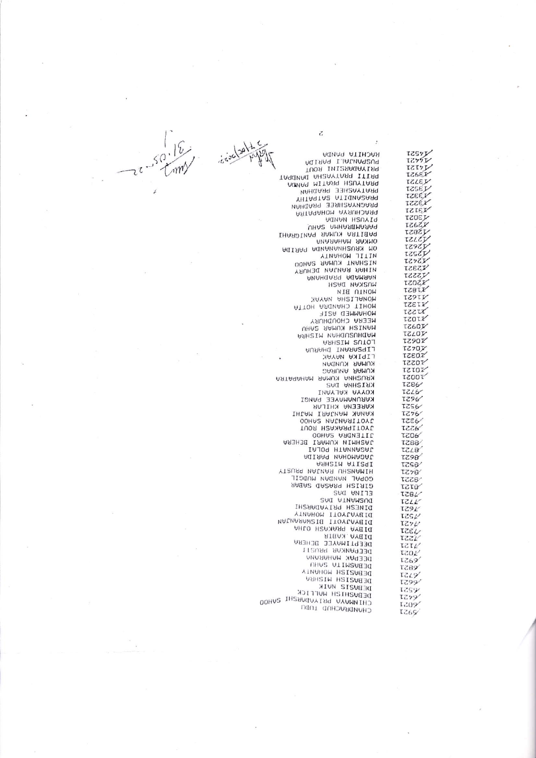5921 CHANDRACHUD TUDU
6021 CHINMAYA PRIYADARSHI SAHOO
6421 DEBASHISH MALLICK
6521 DEBASIS NAIK
6621 DEBASISH MISHRA
6721 DEBASISH MOHANTY
6821 DEBASMITA SAHU
6921 DEEPAK MAHARANA
7021 DEEPANKAR PRUSTI
7121 DEEPTIMAYEE BEHERA
7221 DIBYA KABIR
7321 DIBYA PRAKASH OJHA
7421 DIBYAJYOTI BISWARANJAN
7521 DIBYAJYOTI MOHANTY
7621 DINESH PRIYADARSHI
7721 DUSMANTA DAS
7821 ELINA DAS
8121 GIRISH PRASAD SABAR
8221 GOPAL NANDAN MUDULI
8421 HIMANSHU RANJAN PRUSTY
8521 IPSITA MISHRA
8621 JAGAMOHAN PARIDA
8721 JAGANNATH POLAI
8821 JASHMIN KUMARI BEHERA
9021 JITENDRA SAHOO
9221 JYOTIPRAKASH ROUT
9321 JYOTIRANJAN SAHOO
9421 KANAK MANJARI MAJHI
9521 KAREENA KHILAR
9621 KARUNAMAYEE PANGI
9721 KOYYA KALYANI
9821 KRISHNA DAS
10021 KRUSHNA KUMAR MAHAPATRA
10121 KUMAR ANURAG
10221 KUMAR KUNDAN
10321 LIPIKA NAYAK
10421 LIPSARANI DHARUA
10621 LOTUS MISHRA
10721 MADHUSUDHAN MISHRA
10921 MANISH KUMAR SAHU
11021 MEERA CHOUDHURY
11221 MOHAMMED ASIF
11321 MOHIT CHANDRA HOTA
11621 MONALISHA NAYAK
11821 MONTU BIN
12021 MUSKAN DASH
12221 NARMADA PRADHANA
12321 NIHAR RANJAN DEHURY
12421 NISHANT KUMAR SAHOO
12521 NITIL MOHANTY
12621 OM KRUSHNANANDA PARIDA
12721 OMKAR MAHARANA
12821 PABITRA KUMAR PANIGRAHI
12921 PARAMBRAHMA SAHU
13021 PIYUSH NANDA
13121 PRACHURYA MOHAPATRA
13221 PRAGNYASHREE PRADHAN
13321 PRASANDITA SATPATHY
13521 PRATYASHEE PRADHAN
13721 PRATYUSH PRATIM PANDA
13921 PRITI PRATYASHA DANDPAT
14121 PRIYADARSINI ROUT
14421 PUSPANJALI PARIDA
14521 RACHITA PANDA

31.05.22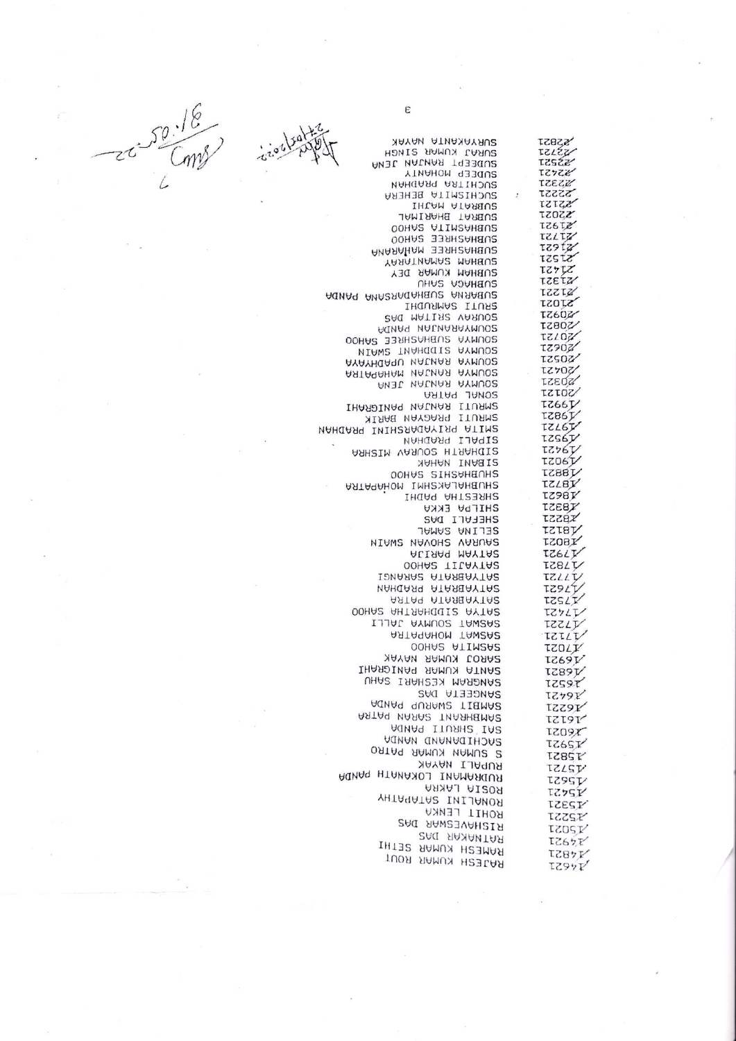| | |
|---|---|
| 14621 | RAJESH KUMAR ROUT |
| 14821 | RAMESH KUMAR SETHI |
| 14921 | RATNAKAR DAS |
| 15021 | RISHAVESWAR DAS |
| 15221 | ROHIT LENKA |
| 15321 | RONALINI SATAPATHY |
| 15421 | ROSIA LAKRA |
| 15621 | RUDRAMANI LOKANATH PANDA |
| 15721 | RUPALI NAYAK |
| 15821 | S SUMAN KUMAR PATRO |
| 15921 | SACHIDANAND NANDA |
| 16021 | SAI SHRUTI PANDA |
| 16121 | SAMBHRANT SARAN PATRA |
| 16221 | SAMBIT SWARUP PANDA |
| 16421 | SANGEETA DAS |
| 16521 | SANGRAM KESHARI SAHU |
| 16821 | SANTA KUMAR PANIGRAHI |
| 16921 | SAROJ KUMAR NAYAK |
| 17021 | SASMITA SAHOO |
| 17121 | SASWAT MOHAPATRA |
| 17221 | SASWAT SOUMYA JALLI |
| 17421 | SATYA SIDDHARTHA SAHOO |
| 17521 | SATYABRATA PATRA |
| 17621 | SATYABRATA PRADHAN |
| 17721 | SATYABRATA SARANGI |
| 17821 | SATYAJIT SAHOO |
| 17921 | SATYAM PARIJA |
| 18021 | SAURAV SHOVAN SWAIN |
| 18121 | SELINA SAMAL |
| 18221 | SHEFALI DAS |
| 18321 | SHILPA EKKA |
| 18621 | SHRESTHA PADHI |
| 18721 | SHUBHALAKSHMI MOHAPATRA |
| 18821 | SHUBHASHIS SAHOO |
| 19021 | SIBANI NAHAK |
| 19421 | SIDHARTH SOURAV MISHRA |
| 19521 | SIPALI PRADHAN |
| 19721 | SMITA PRIYADARSHINI PRADHAN |
| 19821 | SMRUTI PRAGYAN BARIK |
| 19921 | SMRUTI RANJAN PANIGRAHI |
| 20121 | SONAL PATRA |
| 20321 | SOUMYA RANJAN JENA |
| 20421 | SOUMYA RANJAN MAHAPATRA |
| 20521 | SOUMYA RANJAN UPADHYAYA |
| 20621 | SOUMYA SIDDHANI SWAIN |
| 20721 | SOUMYA SUBHASHREE SAHOO |
| 20821 | SOUMYARANJAN PANDA |
| 20921 | SOURAV SRITAM DAS |
| 21021 | SRUTI SAMRUDHI |
| 21221 | SUBARNA SUBHADARSANA PANDA |
| 21321 | SUBHADA SAHU |
| 21421 | SUBHAM KUMAR DEY |
| 21521 | SUBHAM SAMANTARAY |
| 21621 | SUBHASHREE MAHARANA |
| 21721 | SUBHASHREE SAHOO |
| 21921 | SUBHASMITA SAHOO |
| 22021 | SUBRAT BHARIMAL |
| 22121 | SUBRATA MAJHI |
| 22221 | SUCHISMITA BEHERA |
| 22321 | SUCHITRA PRADHAN |
| 22421 | SUDEEP MOHANTY |
| 22521 | SUDEPTI RANJAN JENA |
| 22721 | SURAJ KUMAR SINGH |
| 22821 | SURYAKANTA NAYAK |

27/05/2022

31.05.22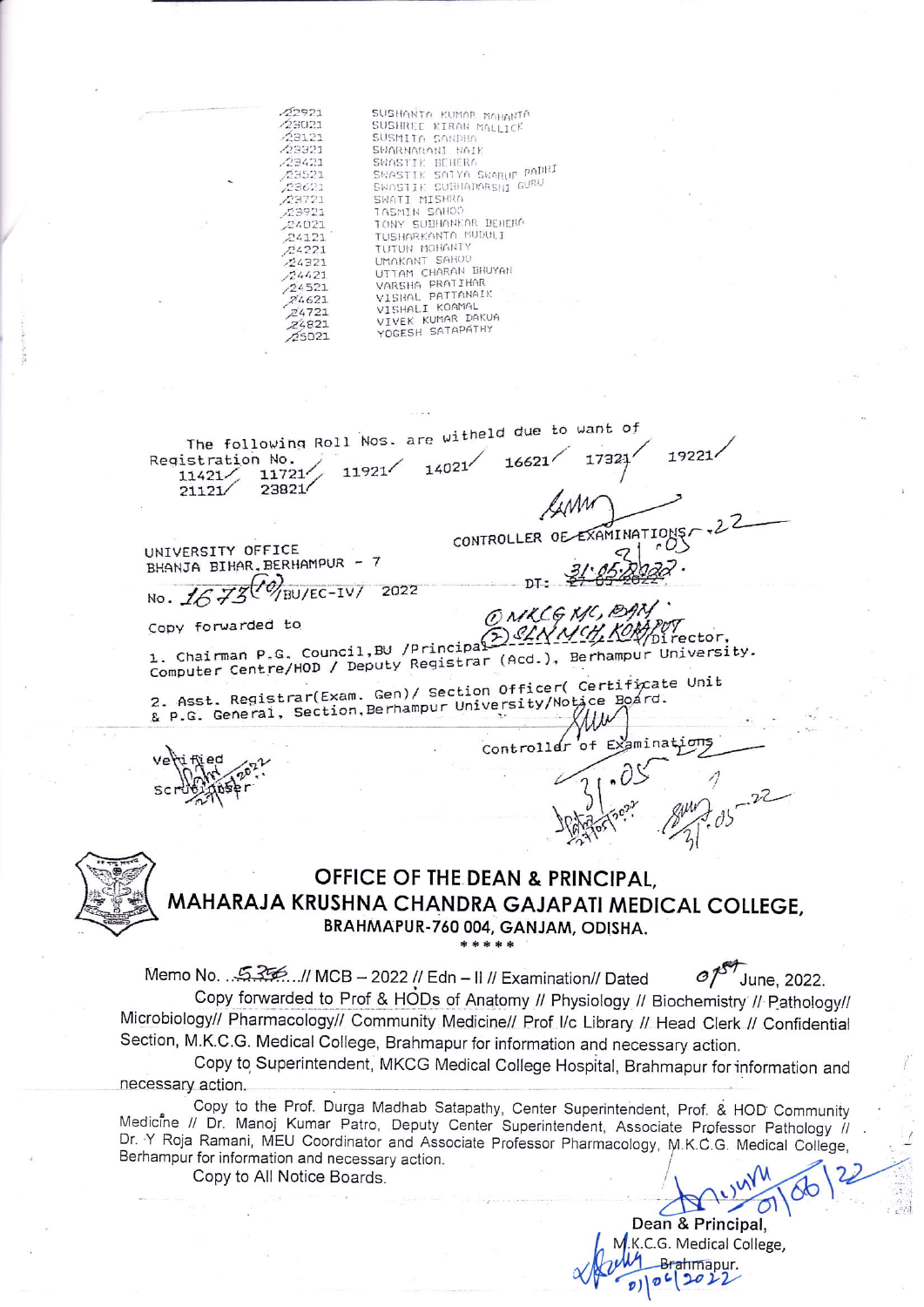| | |
|---|---|
| 22921 | SUSHANTA KUMAR MAHANTA |
| 23021 | SUSHREE KIRAN MALLICK |
| 23121 | SUSMITA SANDHA |
| 23321 | SWARNARANI NAIK |
| 23421 | SWASTIK BEHERA |
| 23521 | SWASTIK SATYA SWARUP PADHI |
| 23621 | SWASTIK SUBHADARSHI GURU |
| 23721 | SWATI MISHRA |
| 23921 | TASMIN SAHOO |
| 24021 | TONY SUBHANKAR BEHERA |
| 24121 | TUSHARKANTA MUDULI |
| 24221 | TUTUN MOHANTY |
| 24321 | UMAKANT SAHOO |
| 24421 | UTTAM CHARAN BHUYAN |
| 24521 | VARSHA PRATIHAR |
| 24621 | VISHAL PATTANAIK |
| 24721 | VISHALI KOAMAL |
| 24821 | VIVEK KUMAR DAKUA |
| 25021 | YOGESH SATAPATHY |

The following Roll Nos. are witheld due to want of Registration No.
11421 11721 11921 14021 16621 17321 19221
21121 23821

CONTROLLER OF EXAMINATIONS
31.05.2022

UNIVERSITY OFFICE
BHANJA BIHAR, BERHAMPUR - 7

No. 16731(10)/BU/EC-IV/ 2022 DT: 31.05.2022

Copy forwarded to

① MKCG MC, BAM
② SLN MCH, KORAPUT

1. Chairman P.G. Council, BU /Principal/Director, Computer Centre/HOD / Deputy Registrar (Acd.), Berhampur University.

2. Asst. Registrar(Exam. Gen)/ Section Officer( Certificate Unit & P.G. General, Section, Berhampur University/Notice Board.

Controller of Examinations
31.05.22

Verified
Scrutiniser

# OFFICE OF THE DEAN & PRINCIPAL,
## MAHARAJA KRUSHNA CHANDRA GAJAPATI MEDICAL COLLEGE,
### BRAHMAPUR-760 004, GANJAM, ODISHA.

\* \* \* \* \*

Memo No. 5356 // MCB – 2022 // Edn – II // Examination// Dated 07th June, 2022.

Copy forwarded to Prof & HODs of Anatomy // Physiology // Biochemistry // Pathology// Microbiology// Pharmacology// Community Medicine// Prof I/c Library // Head Clerk // Confidential Section, M.K.C.G. Medical College, Brahmapur for information and necessary action.

Copy to Superintendent, MKCG Medical College Hospital, Brahmapur for information and necessary action.

Copy to the Prof. Durga Madhab Satapathy, Center Superintendent, Prof. & HOD Community Medicine // Dr. Manoj Kumar Patro, Deputy Center Superintendent, Associate Professor Pathology // Dr. Y Roja Ramani, MEU Coordinator and Associate Professor Pharmacology, M.K.C.G. Medical College, Berhampur for information and necessary action.

Copy to All Notice Boards.

07/06/22

Dean & Principal,
M.K.C.G. Medical College,
Brahmapur.
07/06/2022